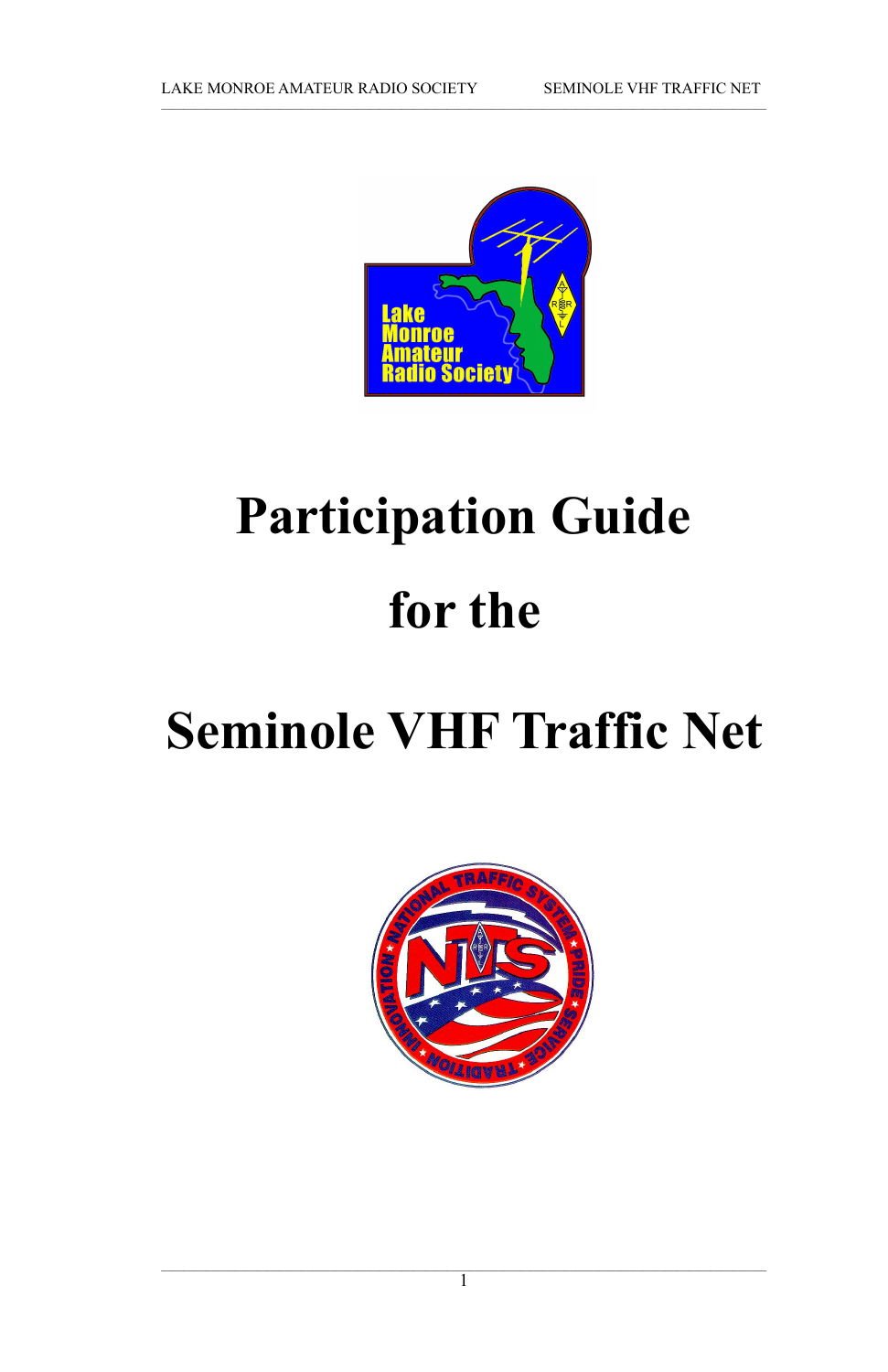# Participation Guide

# for the

# Seminole VHF Traffic Net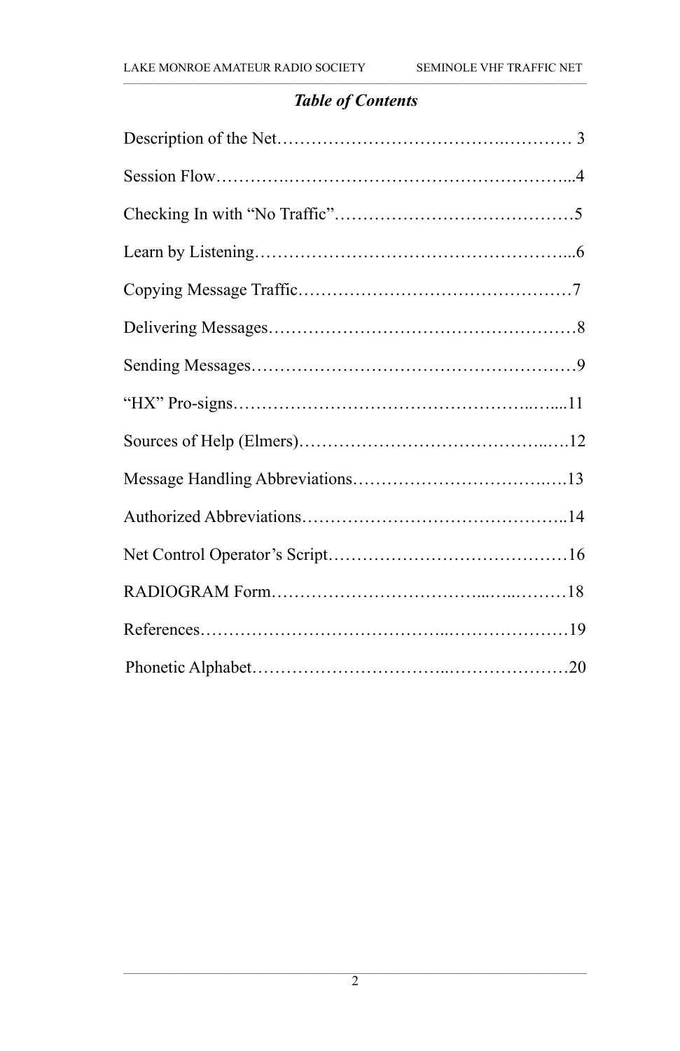## *Table of Contents*

Description of the Net……………………………….………… 3

Session Flow……….……………………………………………...4

Checking In with “No Traffic”……………………………………5

Learn by Listening………………………………………………...6

Copying Message Traffic…………………………………………7

Delivering Messages………………………………………………8

Sending Messages…………………………………………………9

“HX” Pro-signs……………………………………………..…....11

Sources of Help (Elmers)……………………………………..….12

Message Handling Abbreviations…………………………….….13

Authorized Abbreviations……………………………………….14

Net Control Operator’s Script……………………………………16

RADIOGRAM Form……………………………...…...………18

References………………………………...…………………19

Phonetic Alphabet…………………………..…………………20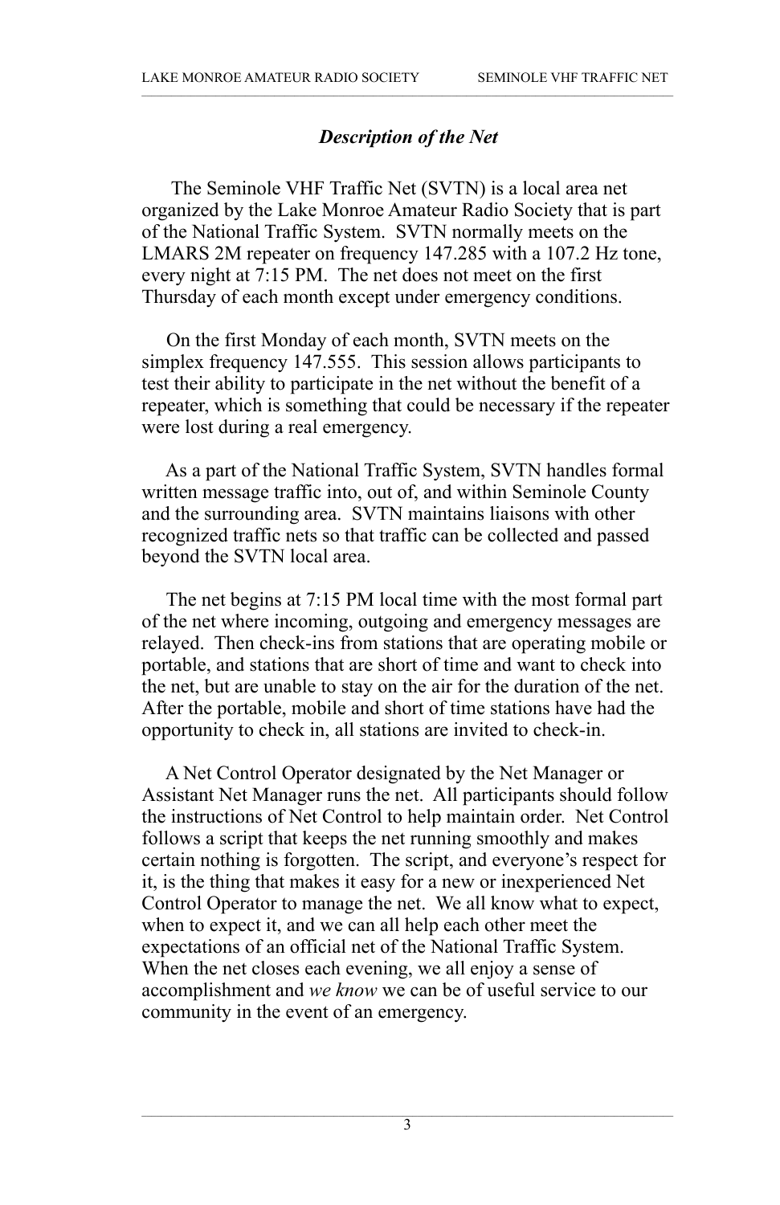## *Description of the Net*

The Seminole VHF Traffic Net (SVTN) is a local area net organized by the Lake Monroe Amateur Radio Society that is part of the National Traffic System. SVTN normally meets on the LMARS 2M repeater on frequency 147.285 with a 107.2 Hz tone, every night at 7:15 PM. The net does not meet on the first Thursday of each month except under emergency conditions.

On the first Monday of each month, SVTN meets on the simplex frequency 147.555. This session allows participants to test their ability to participate in the net without the benefit of a repeater, which is something that could be necessary if the repeater were lost during a real emergency.

As a part of the National Traffic System, SVTN handles formal written message traffic into, out of, and within Seminole County and the surrounding area. SVTN maintains liaisons with other recognized traffic nets so that traffic can be collected and passed beyond the SVTN local area.

The net begins at 7:15 PM local time with the most formal part of the net where incoming, outgoing and emergency messages are relayed. Then check-ins from stations that are operating mobile or portable, and stations that are short of time and want to check into the net, but are unable to stay on the air for the duration of the net. After the portable, mobile and short of time stations have had the opportunity to check in, all stations are invited to check-in.

A Net Control Operator designated by the Net Manager or Assistant Net Manager runs the net. All participants should follow the instructions of Net Control to help maintain order. Net Control follows a script that keeps the net running smoothly and makes certain nothing is forgotten. The script, and everyone's respect for it, is the thing that makes it easy for a new or inexperienced Net Control Operator to manage the net. We all know what to expect, when to expect it, and we can all help each other meet the expectations of an official net of the National Traffic System. When the net closes each evening, we all enjoy a sense of accomplishment and *we know* we can be of useful service to our community in the event of an emergency.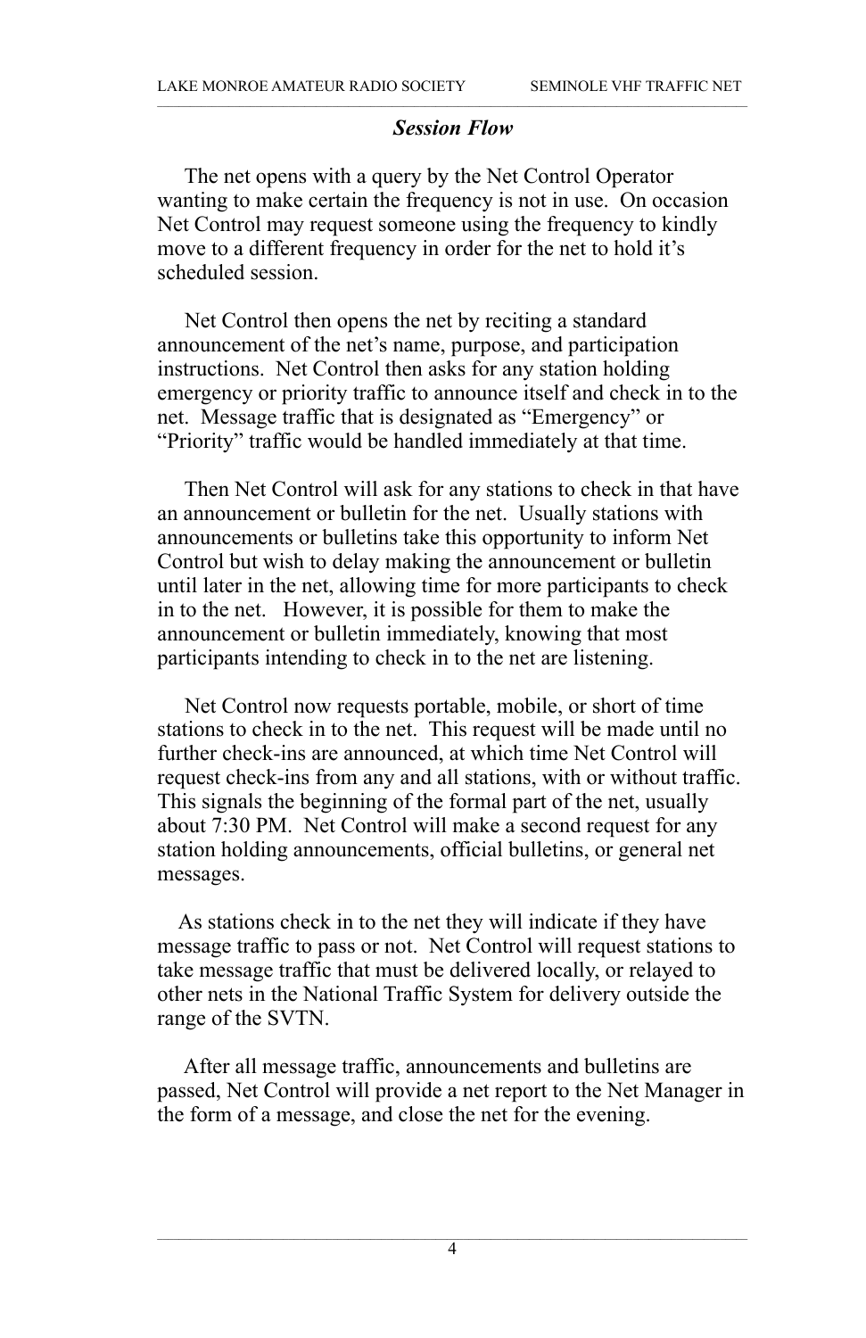## *Session Flow*

The net opens with a query by the Net Control Operator wanting to make certain the frequency is not in use. On occasion Net Control may request someone using the frequency to kindly move to a different frequency in order for the net to hold it's scheduled session.

Net Control then opens the net by reciting a standard announcement of the net's name, purpose, and participation instructions. Net Control then asks for any station holding emergency or priority traffic to announce itself and check in to the net. Message traffic that is designated as "Emergency" or "Priority" traffic would be handled immediately at that time.

Then Net Control will ask for any stations to check in that have an announcement or bulletin for the net. Usually stations with announcements or bulletins take this opportunity to inform Net Control but wish to delay making the announcement or bulletin until later in the net, allowing time for more participants to check in to the net. However, it is possible for them to make the announcement or bulletin immediately, knowing that most participants intending to check in to the net are listening.

Net Control now requests portable, mobile, or short of time stations to check in to the net. This request will be made until no further check-ins are announced, at which time Net Control will request check-ins from any and all stations, with or without traffic. This signals the beginning of the formal part of the net, usually about 7:30 PM. Net Control will make a second request for any station holding announcements, official bulletins, or general net messages.

As stations check in to the net they will indicate if they have message traffic to pass or not. Net Control will request stations to take message traffic that must be delivered locally, or relayed to other nets in the National Traffic System for delivery outside the range of the SVTN.

After all message traffic, announcements and bulletins are passed, Net Control will provide a net report to the Net Manager in the form of a message, and close the net for the evening.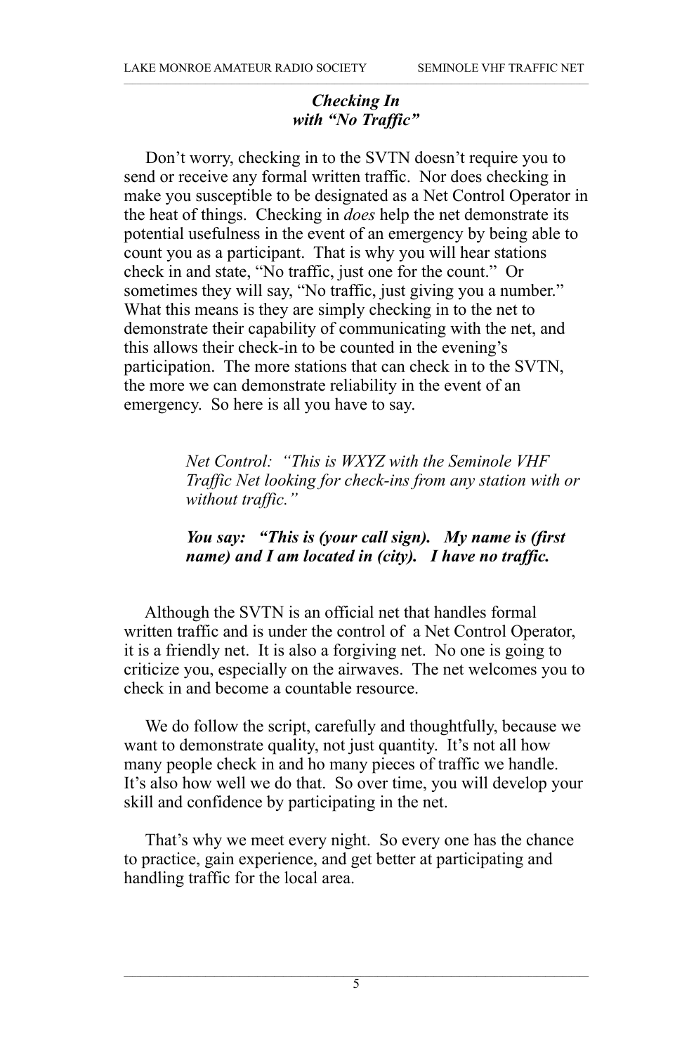### *Checking In with "No Traffic"*

Don't worry, checking in to the SVTN doesn't require you to send or receive any formal written traffic. Nor does checking in make you susceptible to be designated as a Net Control Operator in the heat of things. Checking in *does* help the net demonstrate its potential usefulness in the event of an emergency by being able to count you as a participant. That is why you will hear stations check in and state, "No traffic, just one for the count." Or sometimes they will say, "No traffic, just giving you a number." What this means is they are simply checking in to the net to demonstrate their capability of communicating with the net, and this allows their check-in to be counted in the evening's participation. The more stations that can check in to the SVTN, the more we can demonstrate reliability in the event of an emergency. So here is all you have to say.

> *Net Control: "This is WXYZ with the Seminole VHF Traffic Net looking for check-ins from any station with or without traffic."*
>
> ***You say: "This is (your call sign). My name is (first name) and I am located in (city). I have no traffic.***

Although the SVTN is an official net that handles formal written traffic and is under the control of a Net Control Operator, it is a friendly net. It is also a forgiving net. No one is going to criticize you, especially on the airwaves. The net welcomes you to check in and become a countable resource.

We do follow the script, carefully and thoughtfully, because we want to demonstrate quality, not just quantity. It's not all how many people check in and ho many pieces of traffic we handle. It's also how well we do that. So over time, you will develop your skill and confidence by participating in the net.

That's why we meet every night. So every one has the chance to practice, gain experience, and get better at participating and handling traffic for the local area.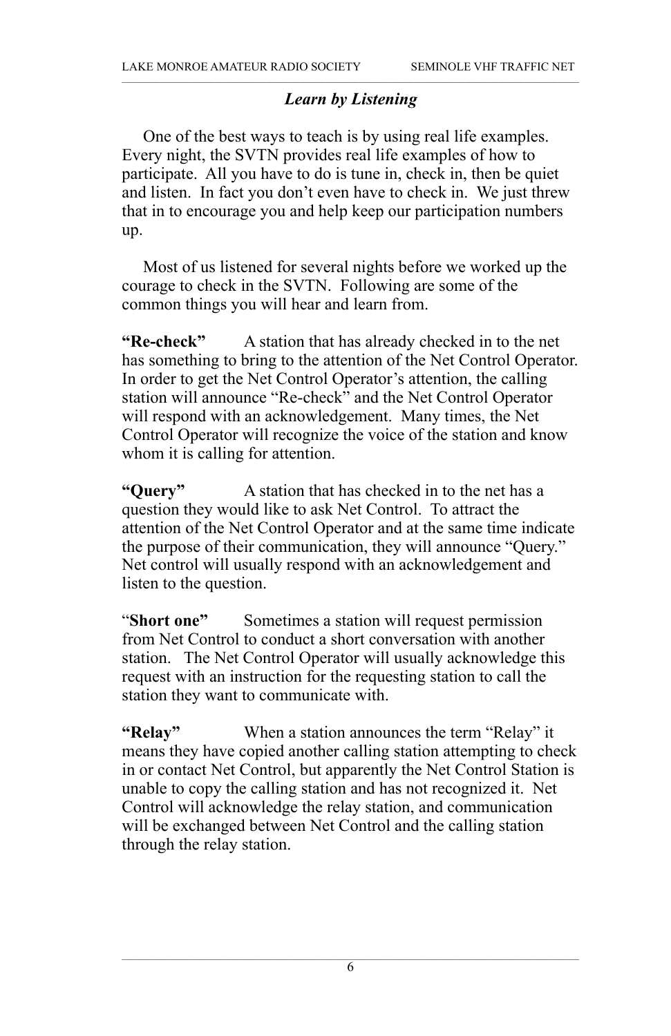### *Learn by Listening*

One of the best ways to teach is by using real life examples. Every night, the SVTN provides real life examples of how to participate. All you have to do is tune in, check in, then be quiet and listen. In fact you don't even have to check in. We just threw that in to encourage you and help keep our participation numbers up.

Most of us listened for several nights before we worked up the courage to check in the SVTN. Following are some of the common things you will hear and learn from.

**"Re-check"** A station that has already checked in to the net has something to bring to the attention of the Net Control Operator. In order to get the Net Control Operator's attention, the calling station will announce "Re-check" and the Net Control Operator will respond with an acknowledgement. Many times, the Net Control Operator will recognize the voice of the station and know whom it is calling for attention.

**"Query"** A station that has checked in to the net has a question they would like to ask Net Control. To attract the attention of the Net Control Operator and at the same time indicate the purpose of their communication, they will announce "Query." Net control will usually respond with an acknowledgement and listen to the question.

"**Short one"** Sometimes a station will request permission from Net Control to conduct a short conversation with another station. The Net Control Operator will usually acknowledge this request with an instruction for the requesting station to call the station they want to communicate with.

**"Relay"** When a station announces the term "Relay" it means they have copied another calling station attempting to check in or contact Net Control, but apparently the Net Control Station is unable to copy the calling station and has not recognized it. Net Control will acknowledge the relay station, and communication will be exchanged between Net Control and the calling station through the relay station.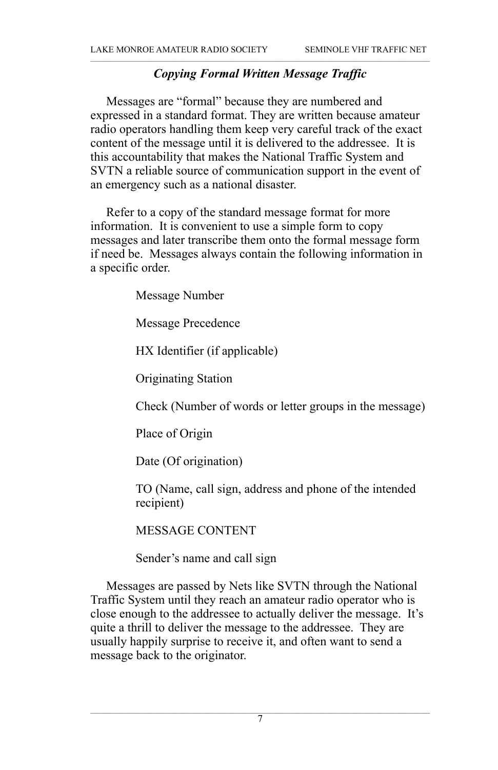### *Copying Formal Written Message Traffic*

Messages are “formal” because they are numbered and expressed in a standard format. They are written because amateur radio operators handling them keep very careful track of the exact content of the message until it is delivered to the addressee. It is this accountability that makes the National Traffic System and SVTN a reliable source of communication support in the event of an emergency such as a national disaster.

Refer to a copy of the standard message format for more information. It is convenient to use a simple form to copy messages and later transcribe them onto the formal message form if need be. Messages always contain the following information in a specific order.

- Message Number
- Message Precedence
- HX Identifier (if applicable)
- Originating Station
- Check (Number of words or letter groups in the message)
- Place of Origin
- Date (Of origination)
- TO (Name, call sign, address and phone of the intended recipient)
- MESSAGE CONTENT
- Sender’s name and call sign

Messages are passed by Nets like SVTN through the National Traffic System until they reach an amateur radio operator who is close enough to the addressee to actually deliver the message. It’s quite a thrill to deliver the message to the addressee. They are usually happily surprise to receive it, and often want to send a message back to the originator.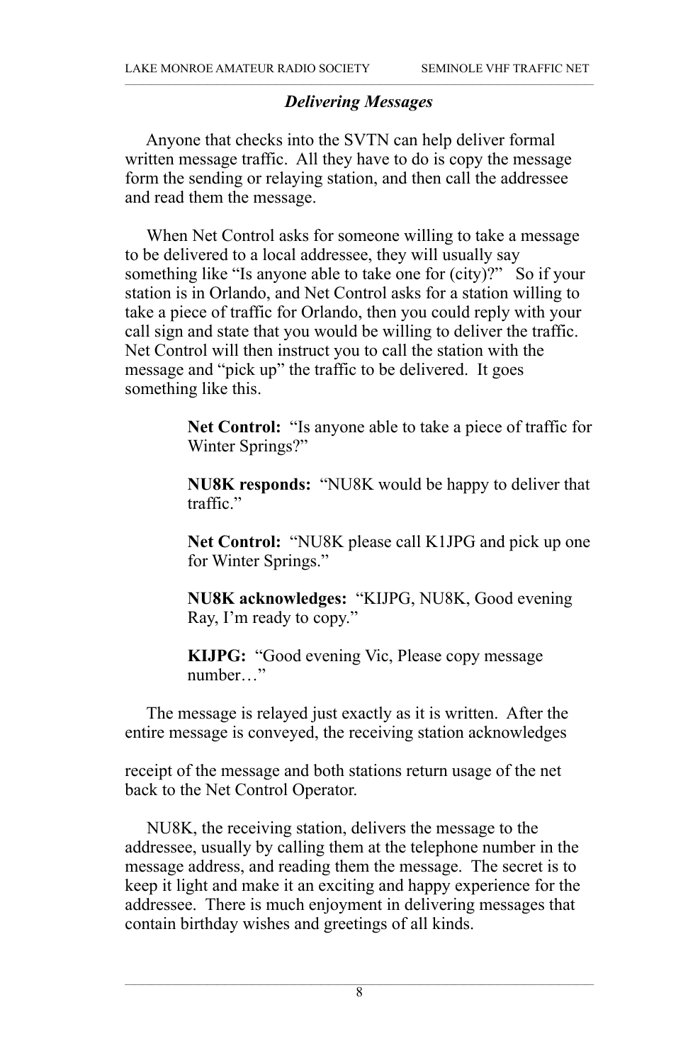### *Delivering Messages*

Anyone that checks into the SVTN can help deliver formal written message traffic. All they have to do is copy the message form the sending or relaying station, and then call the addressee and read them the message.

When Net Control asks for someone willing to take a message to be delivered to a local addressee, they will usually say something like "Is anyone able to take one for (city)?" So if your station is in Orlando, and Net Control asks for a station willing to take a piece of traffic for Orlando, then you could reply with your call sign and state that you would be willing to deliver the traffic. Net Control will then instruct you to call the station with the message and "pick up" the traffic to be delivered. It goes something like this.

> **Net Control:** "Is anyone able to take a piece of traffic for Winter Springs?"
>
> **NU8K responds:** "NU8K would be happy to deliver that traffic."
>
> **Net Control:** "NU8K please call K1JPG and pick up one for Winter Springs."
>
> **NU8K acknowledges:** "KIJPG, NU8K, Good evening Ray, I'm ready to copy."
>
> **KIJPG:** "Good evening Vic, Please copy message number…"

The message is relayed just exactly as it is written. After the entire message is conveyed, the receiving station acknowledges receipt of the message and both stations return usage of the net back to the Net Control Operator.

NU8K, the receiving station, delivers the message to the addressee, usually by calling them at the telephone number in the message address, and reading them the message. The secret is to keep it light and make it an exciting and happy experience for the addressee. There is much enjoyment in delivering messages that contain birthday wishes and greetings of all kinds.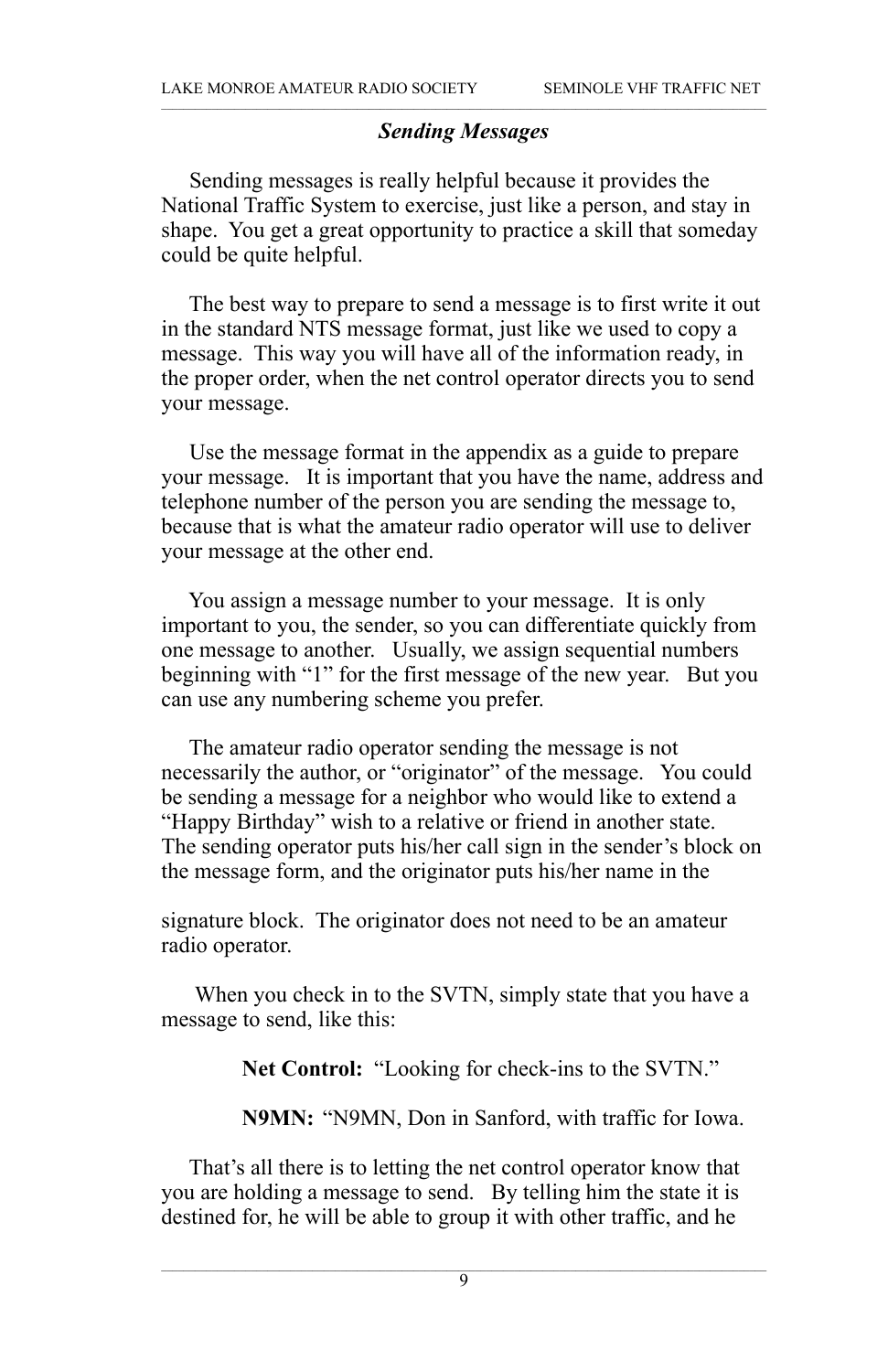### *Sending Messages*

Sending messages is really helpful because it provides the National Traffic System to exercise, just like a person, and stay in shape. You get a great opportunity to practice a skill that someday could be quite helpful.

The best way to prepare to send a message is to first write it out in the standard NTS message format, just like we used to copy a message. This way you will have all of the information ready, in the proper order, when the net control operator directs you to send your message.

Use the message format in the appendix as a guide to prepare your message. It is important that you have the name, address and telephone number of the person you are sending the message to, because that is what the amateur radio operator will use to deliver your message at the other end.

You assign a message number to your message. It is only important to you, the sender, so you can differentiate quickly from one message to another. Usually, we assign sequential numbers beginning with "1" for the first message of the new year. But you can use any numbering scheme you prefer.

The amateur radio operator sending the message is not necessarily the author, or "originator" of the message. You could be sending a message for a neighbor who would like to extend a "Happy Birthday" wish to a relative or friend in another state. The sending operator puts his/her call sign in the sender's block on the message form, and the originator puts his/her name in the signature block. The originator does not need to be an amateur radio operator.

When you check in to the SVTN, simply state that you have a message to send, like this:

> **Net Control:** "Looking for check-ins to the SVTN."
>
> **N9MN:** "N9MN, Don in Sanford, with traffic for Iowa.

That's all there is to letting the net control operator know that you are holding a message to send. By telling him the state it is destined for, he will be able to group it with other traffic, and he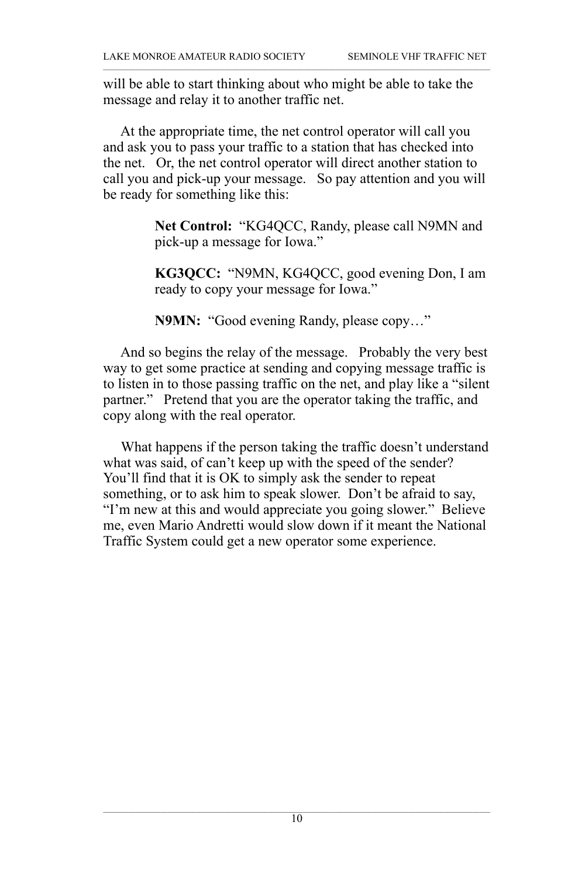will be able to start thinking about who might be able to take the message and relay it to another traffic net.

At the appropriate time, the net control operator will call you and ask you to pass your traffic to a station that has checked into the net. Or, the net control operator will direct another station to call you and pick-up your message. So pay attention and you will be ready for something like this:

> **Net Control:** "KG4QCC, Randy, please call N9MN and pick-up a message for Iowa."
>
> **KG3QCC:** "N9MN, KG4QCC, good evening Don, I am ready to copy your message for Iowa."
>
> **N9MN:** "Good evening Randy, please copy…"

And so begins the relay of the message. Probably the very best way to get some practice at sending and copying message traffic is to listen in to those passing traffic on the net, and play like a "silent partner." Pretend that you are the operator taking the traffic, and copy along with the real operator.

What happens if the person taking the traffic doesn't understand what was said, of can't keep up with the speed of the sender? You'll find that it is OK to simply ask the sender to repeat something, or to ask him to speak slower. Don't be afraid to say, "I'm new at this and would appreciate you going slower." Believe me, even Mario Andretti would slow down if it meant the National Traffic System could get a new operator some experience.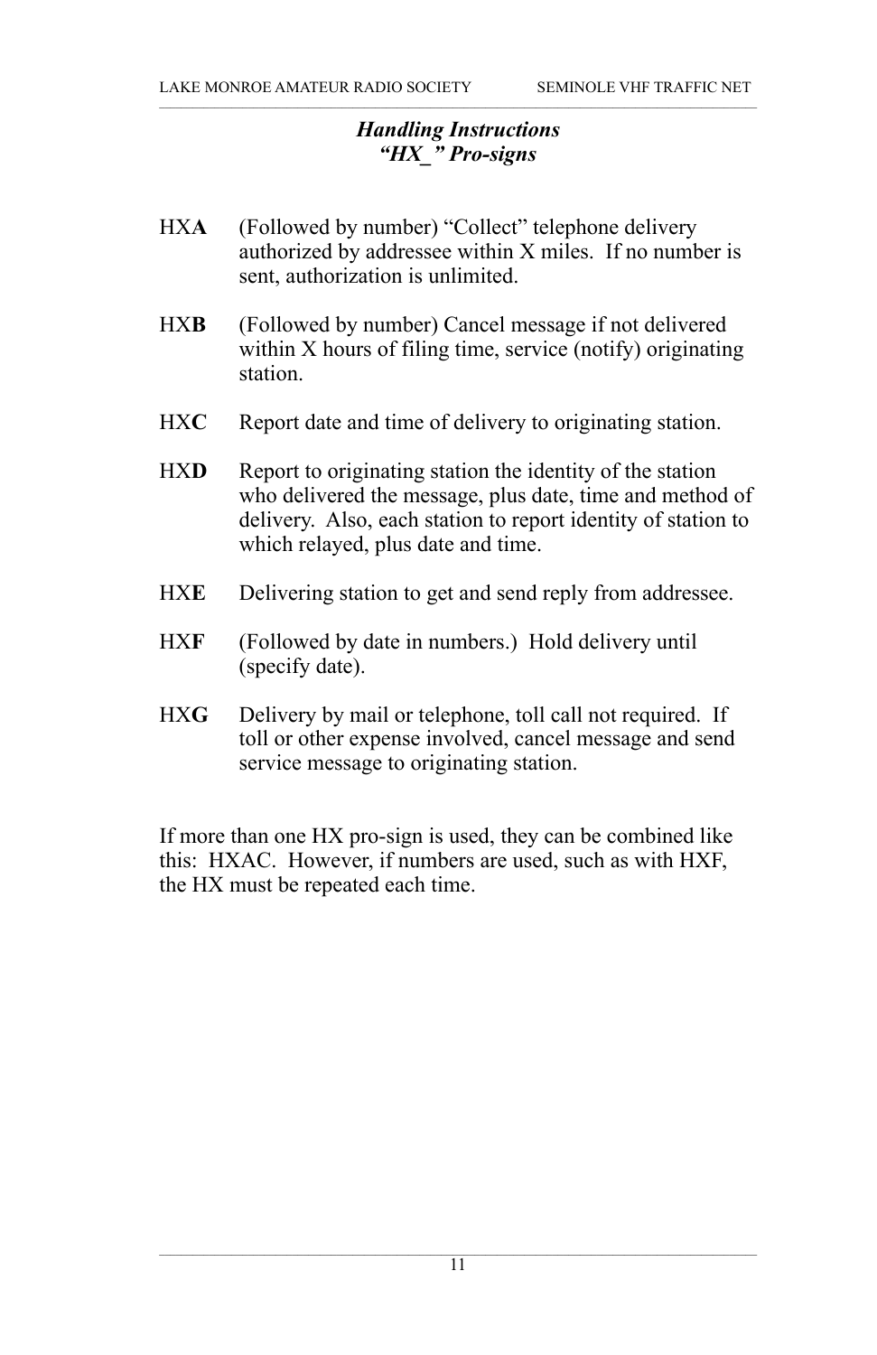## *Handling Instructions*
## *"HX_" Pro-signs*

HX**A** (Followed by number) "Collect" telephone delivery authorized by addressee within X miles. If no number is sent, authorization is unlimited.

HX**B** (Followed by number) Cancel message if not delivered within X hours of filing time, service (notify) originating station.

HX**C** Report date and time of delivery to originating station.

HX**D** Report to originating station the identity of the station who delivered the message, plus date, time and method of delivery. Also, each station to report identity of station to which relayed, plus date and time.

HX**E** Delivering station to get and send reply from addressee.

HX**F** (Followed by date in numbers.) Hold delivery until (specify date).

HX**G** Delivery by mail or telephone, toll call not required. If toll or other expense involved, cancel message and send service message to originating station.

If more than one HX pro-sign is used, they can be combined like this: HXAC. However, if numbers are used, such as with HXF, the HX must be repeated each time.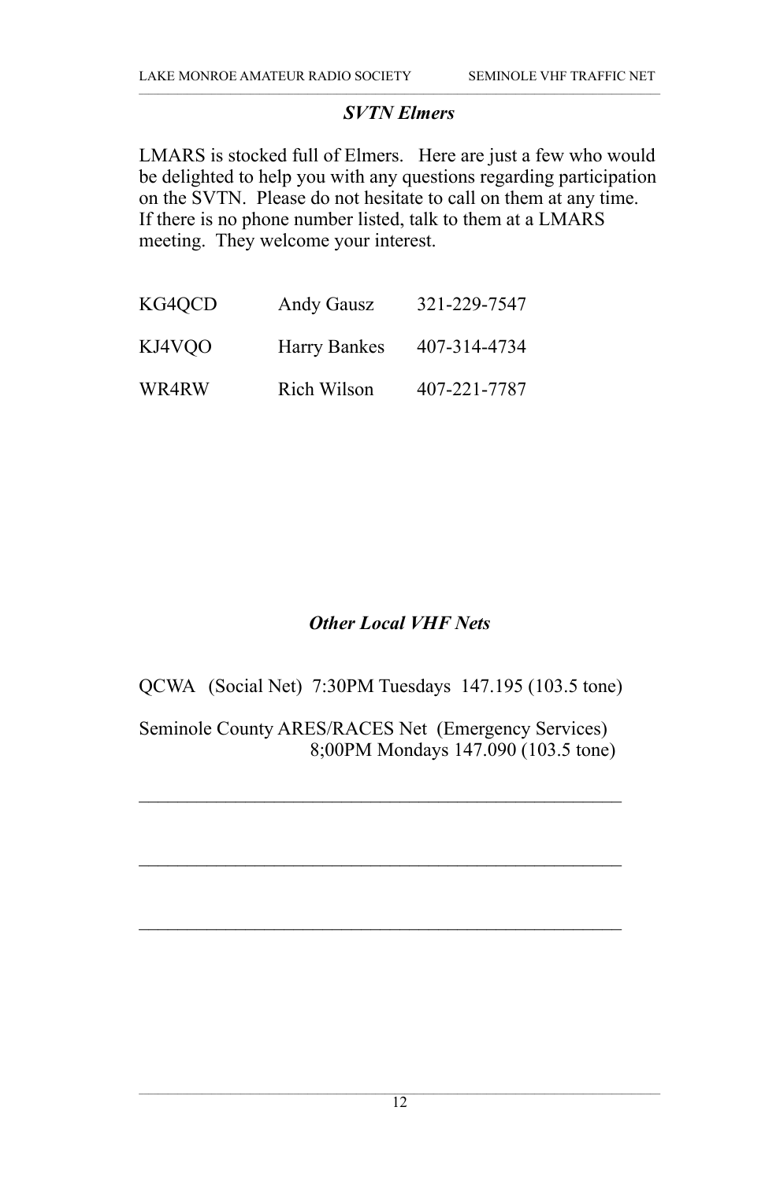## *SVTN Elmers*

LMARS is stocked full of Elmers. Here are just a few who would be delighted to help you with any questions regarding participation on the SVTN. Please do not hesitate to call on them at any time. If there is no phone number listed, talk to them at a LMARS meeting. They welcome your interest.

| | | |
|---|---|---|
| KG4QCD | Andy Gausz | 321-229-7547 |
| KJ4VQO | Harry Bankes | 407-314-4734 |
| WR4RW | Rich Wilson | 407-221-7787 |

## *Other Local VHF Nets*

QCWA (Social Net) 7:30PM Tuesdays 147.195 (103.5 tone)

Seminole County ARES/RACES Net (Emergency Services)
8;00PM Mondays 147.090 (103.5 tone)

\_\_\_\_\_\_\_\_\_\_\_\_\_\_\_\_\_\_\_\_\_\_\_\_\_\_\_\_\_\_\_\_\_\_\_\_\_\_\_\_\_\_\_\_\_\_\_\_\_\_

\_\_\_\_\_\_\_\_\_\_\_\_\_\_\_\_\_\_\_\_\_\_\_\_\_\_\_\_\_\_\_\_\_\_\_\_\_\_\_\_\_\_\_\_\_\_\_\_\_\_

\_\_\_\_\_\_\_\_\_\_\_\_\_\_\_\_\_\_\_\_\_\_\_\_\_\_\_\_\_\_\_\_\_\_\_\_\_\_\_\_\_\_\_\_\_\_\_\_\_\_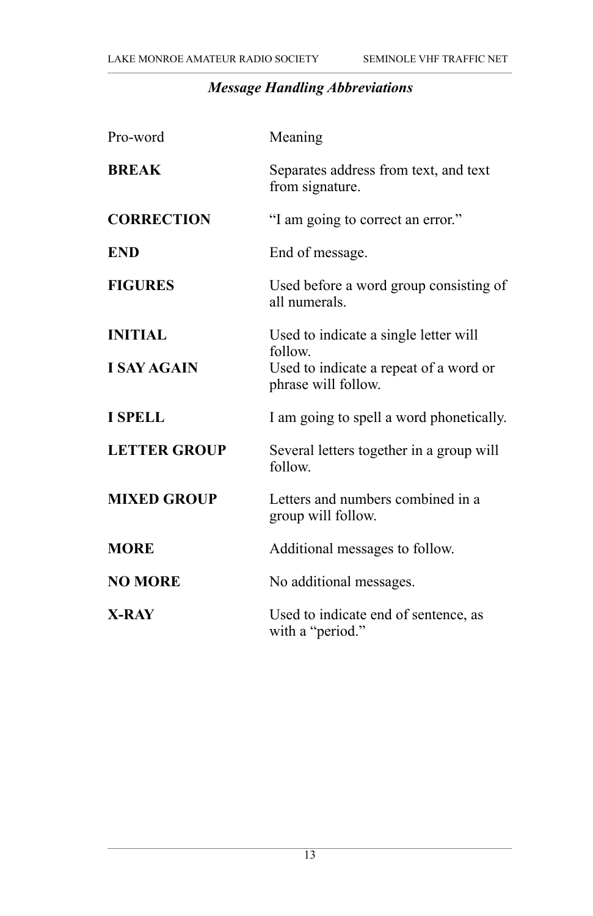*Message Handling Abbreviations*

| Pro-word | Meaning |
| --- | --- |
| **BREAK** | Separates address from text, and text from signature. |
| **CORRECTION** | “I am going to correct an error.” |
| **END** | End of message. |
| **FIGURES** | Used before a word group consisting of all numerals. |
| **INITIAL** | Used to indicate a single letter will follow. |
| **I SAY AGAIN** | Used to indicate a repeat of a word or phrase will follow. |
| **I SPELL** | I am going to spell a word phonetically. |
| **LETTER GROUP** | Several letters together in a group will follow. |
| **MIXED GROUP** | Letters and numbers combined in a group will follow. |
| **MORE** | Additional messages to follow. |
| **NO MORE** | No additional messages. |
| **X-RAY** | Used to indicate end of sentence, as with a “period.” |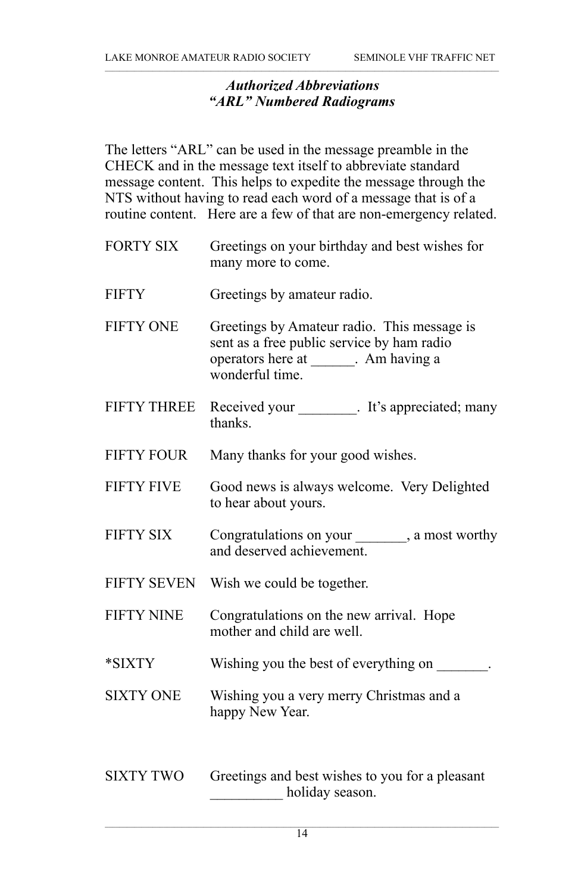### *Authorized Abbreviations*
### *"ARL" Numbered Radiograms*

The letters "ARL" can be used in the message preamble in the CHECK and in the message text itself to abbreviate standard message content. This helps to expedite the message through the NTS without having to read each word of a message that is of a routine content. Here are a few of that are non-emergency related.

| | |
|---|---|
| FORTY SIX | Greetings on your birthday and best wishes for many more to come. |
| FIFTY | Greetings by amateur radio. |
| FIFTY ONE | Greetings by Amateur radio. This message is sent as a free public service by ham radio operators here at ______. Am having a wonderful time. |
| FIFTY THREE | Received your ________. It's appreciated; many thanks. |
| FIFTY FOUR | Many thanks for your good wishes. |
| FIFTY FIVE | Good news is always welcome. Very Delighted to hear about yours. |
| FIFTY SIX | Congratulations on your _______, a most worthy and deserved achievement. |
| FIFTY SEVEN | Wish we could be together. |
| FIFTY NINE | Congratulations on the new arrival. Hope mother and child are well. |
| *SIXTY | Wishing you the best of everything on _______. |
| SIXTY ONE | Wishing you a very merry Christmas and a happy New Year. |
| SIXTY TWO | Greetings and best wishes to you for a pleasant __________ holiday season. |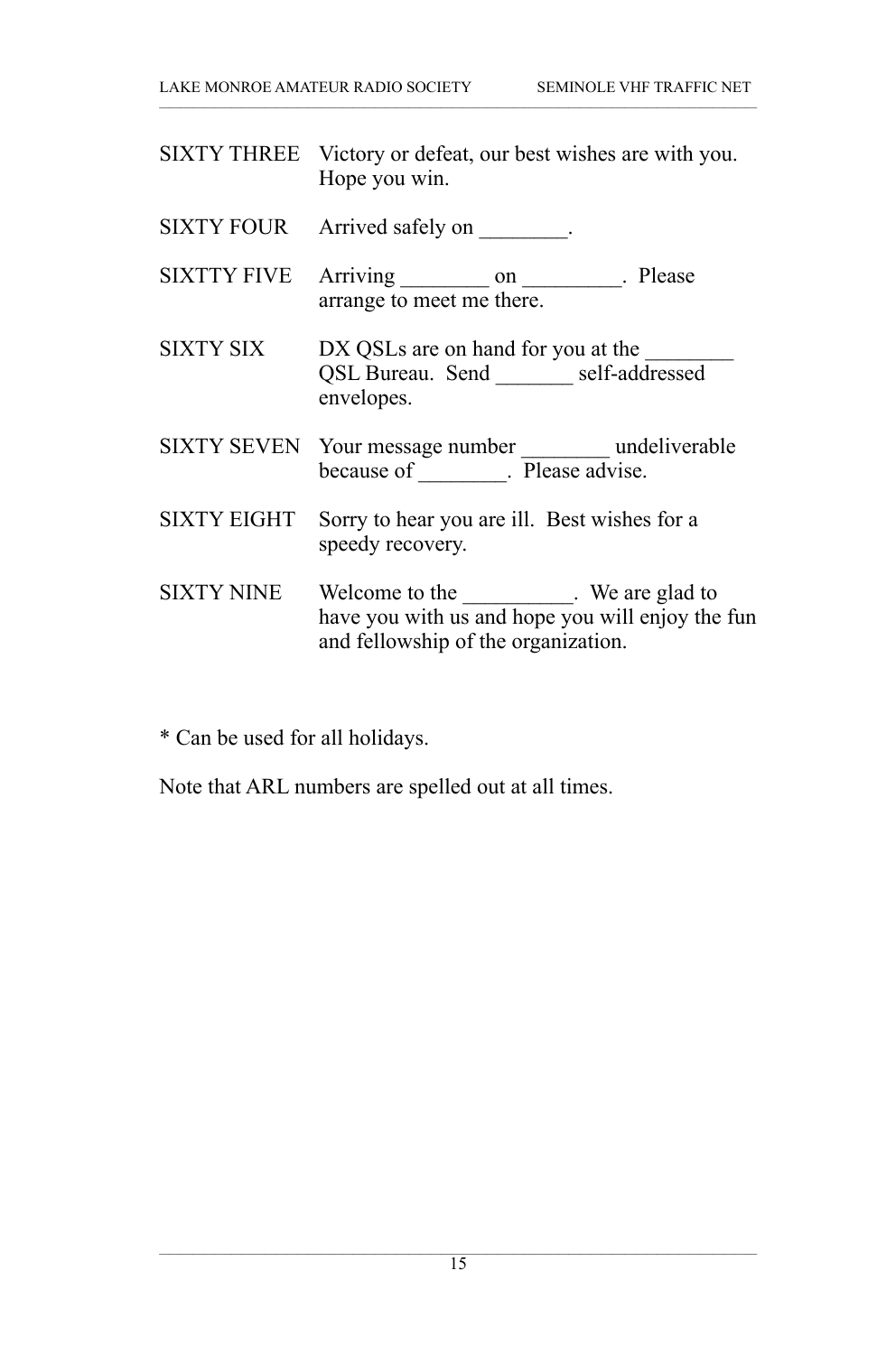| | |
|---|---|
| SIXTY THREE | Victory or defeat, our best wishes are with you. Hope you win. |
| SIXTY FOUR | Arrived safely on ________. |
| SIXTTY FIVE | Arriving ________ on _________. Please arrange to meet me there. |
| SIXTY SIX | DX QSLs are on hand for you at the ________ QSL Bureau. Send _______ self-addressed envelopes. |
| SIXTY SEVEN | Your message number ________ undeliverable because of ________. Please advise. |
| SIXTY EIGHT | Sorry to hear you are ill. Best wishes for a speedy recovery. |
| SIXTY NINE | Welcome to the __________. We are glad to have you with us and hope you will enjoy the fun and fellowship of the organization. |

* Can be used for all holidays.

Note that ARL numbers are spelled out at all times.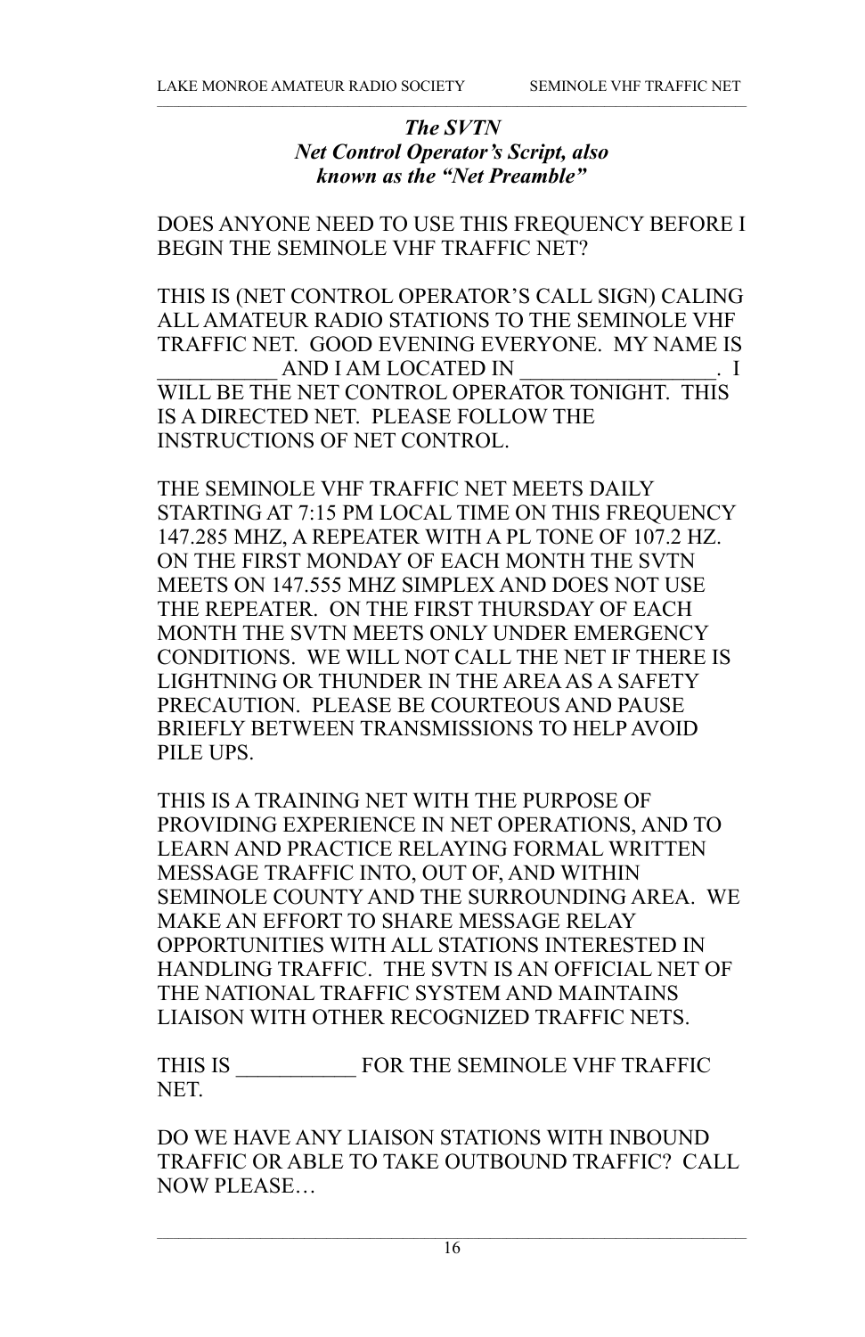***The SVTN Net Control Operator's Script, also known as the "Net Preamble"***

DOES ANYONE NEED TO USE THIS FREQUENCY BEFORE I BEGIN THE SEMINOLE VHF TRAFFIC NET?

THIS IS (NET CONTROL OPERATOR'S CALL SIGN) CALING ALL AMATEUR RADIO STATIONS TO THE SEMINOLE VHF TRAFFIC NET. GOOD EVENING EVERYONE. MY NAME IS __________ AND I AM LOCATED IN _________________. I WILL BE THE NET CONTROL OPERATOR TONIGHT. THIS IS A DIRECTED NET. PLEASE FOLLOW THE INSTRUCTIONS OF NET CONTROL.

THE SEMINOLE VHF TRAFFIC NET MEETS DAILY STARTING AT 7:15 PM LOCAL TIME ON THIS FREQUENCY 147.285 MHZ, A REPEATER WITH A PL TONE OF 107.2 HZ. ON THE FIRST MONDAY OF EACH MONTH THE SVTN MEETS ON 147.555 MHZ SIMPLEX AND DOES NOT USE THE REPEATER. ON THE FIRST THURSDAY OF EACH MONTH THE SVTN MEETS ONLY UNDER EMERGENCY CONDITIONS. WE WILL NOT CALL THE NET IF THERE IS LIGHTNING OR THUNDER IN THE AREA AS A SAFETY PRECAUTION. PLEASE BE COURTEOUS AND PAUSE BRIEFLY BETWEEN TRANSMISSIONS TO HELP AVOID PILE UPS.

THIS IS A TRAINING NET WITH THE PURPOSE OF PROVIDING EXPERIENCE IN NET OPERATIONS, AND TO LEARN AND PRACTICE RELAYING FORMAL WRITTEN MESSAGE TRAFFIC INTO, OUT OF, AND WITHIN SEMINOLE COUNTY AND THE SURROUNDING AREA. WE MAKE AN EFFORT TO SHARE MESSAGE RELAY OPPORTUNITIES WITH ALL STATIONS INTERESTED IN HANDLING TRAFFIC. THE SVTN IS AN OFFICIAL NET OF THE NATIONAL TRAFFIC SYSTEM AND MAINTAINS LIAISON WITH OTHER RECOGNIZED TRAFFIC NETS.

THIS IS __________ FOR THE SEMINOLE VHF TRAFFIC NET.

DO WE HAVE ANY LIAISON STATIONS WITH INBOUND TRAFFIC OR ABLE TO TAKE OUTBOUND TRAFFIC? CALL NOW PLEASE…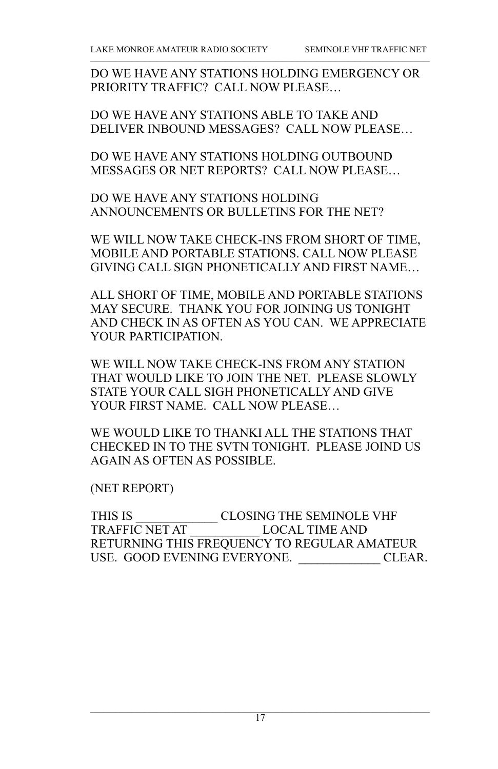DO WE HAVE ANY STATIONS HOLDING EMERGENCY OR PRIORITY TRAFFIC? CALL NOW PLEASE…

DO WE HAVE ANY STATIONS ABLE TO TAKE AND DELIVER INBOUND MESSAGES? CALL NOW PLEASE…

DO WE HAVE ANY STATIONS HOLDING OUTBOUND MESSAGES OR NET REPORTS? CALL NOW PLEASE…

DO WE HAVE ANY STATIONS HOLDING ANNOUNCEMENTS OR BULLETINS FOR THE NET?

WE WILL NOW TAKE CHECK-INS FROM SHORT OF TIME, MOBILE AND PORTABLE STATIONS. CALL NOW PLEASE GIVING CALL SIGN PHONETICALLY AND FIRST NAME…

ALL SHORT OF TIME, MOBILE AND PORTABLE STATIONS MAY SECURE. THANK YOU FOR JOINING US TONIGHT AND CHECK IN AS OFTEN AS YOU CAN. WE APPRECIATE YOUR PARTICIPATION.

WE WILL NOW TAKE CHECK-INS FROM ANY STATION THAT WOULD LIKE TO JOIN THE NET. PLEASE SLOWLY STATE YOUR CALL SIGH PHONETICALLY AND GIVE YOUR FIRST NAME. CALL NOW PLEASE…

WE WOULD LIKE TO THANKI ALL THE STATIONS THAT CHECKED IN TO THE SVTN TONIGHT. PLEASE JOIND US AGAIN AS OFTEN AS POSSIBLE.

(NET REPORT)

THIS IS _____________ CLOSING THE SEMINOLE VHF TRAFFIC NET AT ___________ LOCAL TIME AND RETURNING THIS FREQUENCY TO REGULAR AMATEUR USE. GOOD EVENING EVERYONE. _____________ CLEAR.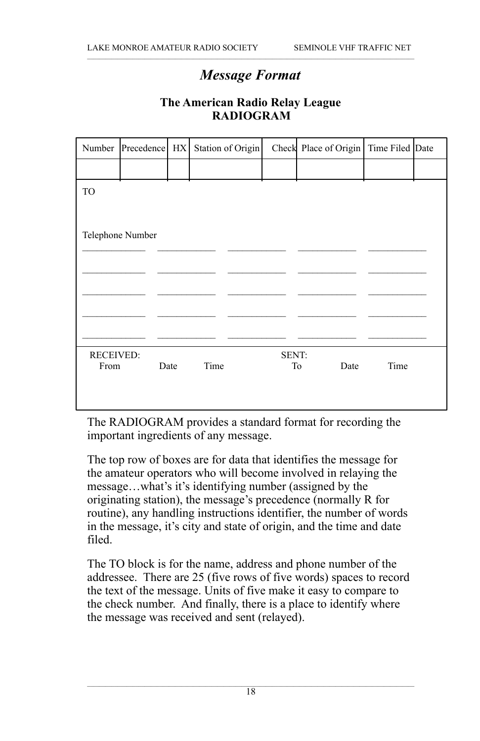# *Message Format*

### The American Radio Relay League
### RADIOGRAM

| Number | Precedence | HX | Station of Origin | Check | Place of Origin | Time Filed | Date |
|---|---|---|---|---|---|---|---|
| | | | | | | | |

TO

Telephone Number

| | | | | |
|---|---|---|---|---|
| ____________ | ____________ | ____________ | ____________ | ____________ |
| ____________ | ____________ | ____________ | ____________ | ____________ |
| ____________ | ____________ | ____________ | ____________ | ____________ |
| ____________ | ____________ | ____________ | ____________ | ____________ |
| ____________ | ____________ | ____________ | ____________ | ____________ |

| RECEIVED: | | | SENT: | | |
|---|---|---|---|---|---|
| From | Date | Time | To | Date | Time |
| | | | | | |

The RADIOGRAM provides a standard format for recording the important ingredients of any message.

The top row of boxes are for data that identifies the message for the amateur operators who will become involved in relaying the message…what's it's identifying number (assigned by the originating station), the message's precedence (normally R for routine), any handling instructions identifier, the number of words in the message, it's city and state of origin, and the time and date filed.

The TO block is for the name, address and phone number of the addressee. There are 25 (five rows of five words) spaces to record the text of the message. Units of five make it easy to compare to the check number. And finally, there is a place to identify where the message was received and sent (relayed).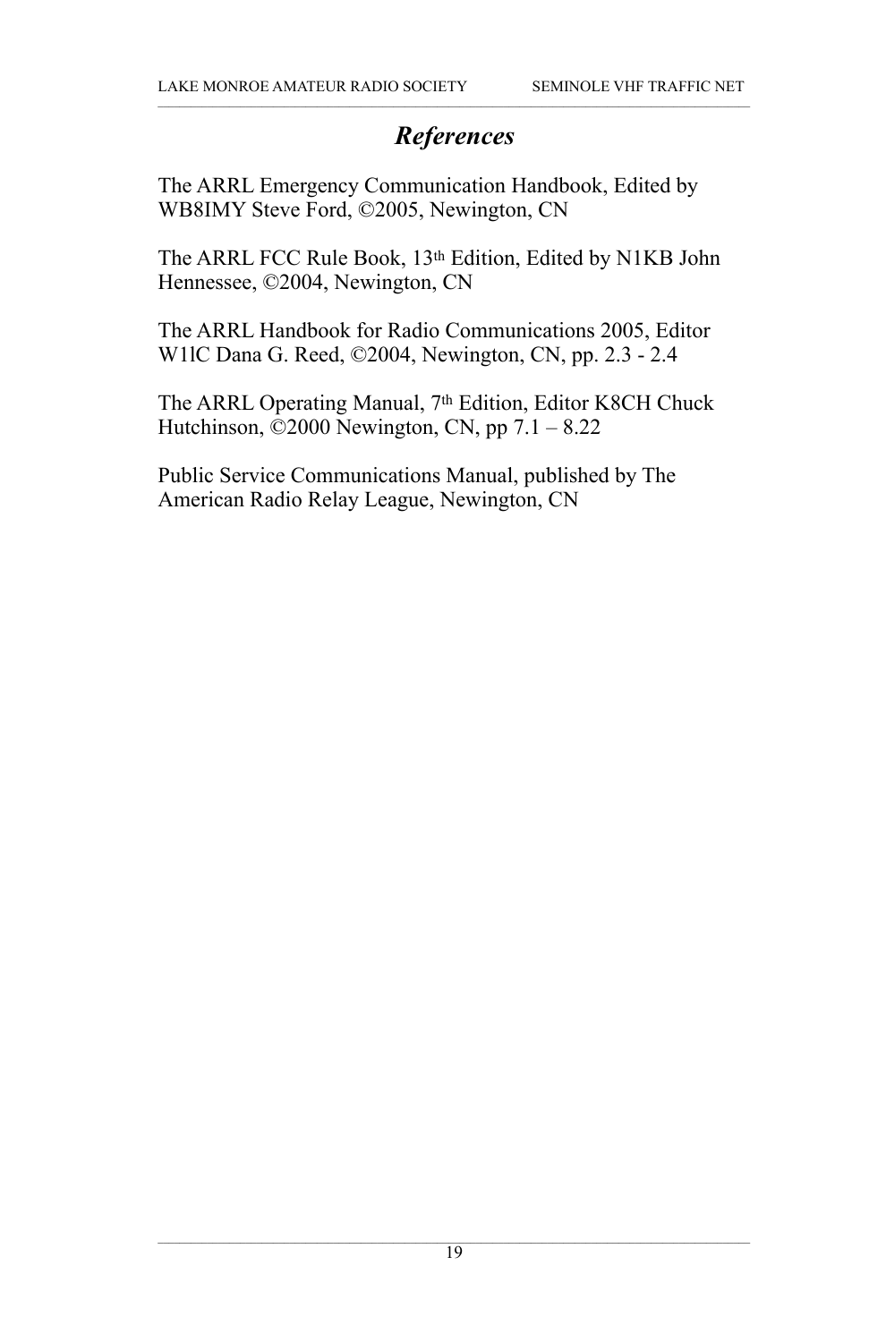## *References*

The ARRL Emergency Communication Handbook, Edited by WB8IMY Steve Ford, ©2005, Newington, CN

The ARRL FCC Rule Book, 13th Edition, Edited by N1KB John Hennessee, ©2004, Newington, CN

The ARRL Handbook for Radio Communications 2005, Editor W1lC Dana G. Reed, ©2004, Newington, CN, pp. 2.3 - 2.4

The ARRL Operating Manual, 7th Edition, Editor K8CH Chuck Hutchinson, ©2000 Newington, CN, pp 7.1 – 8.22

Public Service Communications Manual, published by The American Radio Relay League, Newington, CN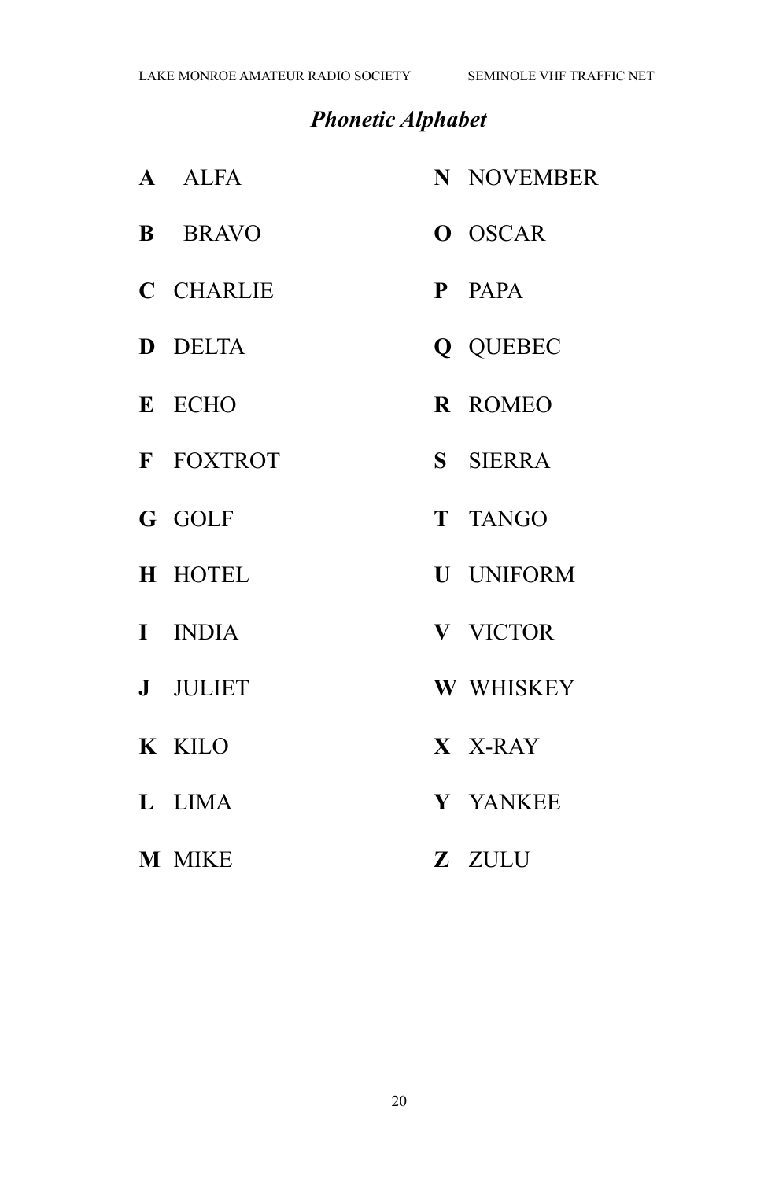## *Phonetic Alphabet*

**A** ALFA

**B** BRAVO

**C** CHARLIE

**D** DELTA

**E** ECHO

**F** FOXTROT

**G** GOLF

**H** HOTEL

**I** INDIA

**J** JULIET

**K** KILO

**L** LIMA

**M** MIKE

**N** NOVEMBER

**O** OSCAR

**P** PAPA

**Q** QUEBEC

**R** ROMEO

**S** SIERRA

**T** TANGO

**U** UNIFORM

**V** VICTOR

**W** WHISKEY

**X** X-RAY

**Y** YANKEE

**Z** ZULU